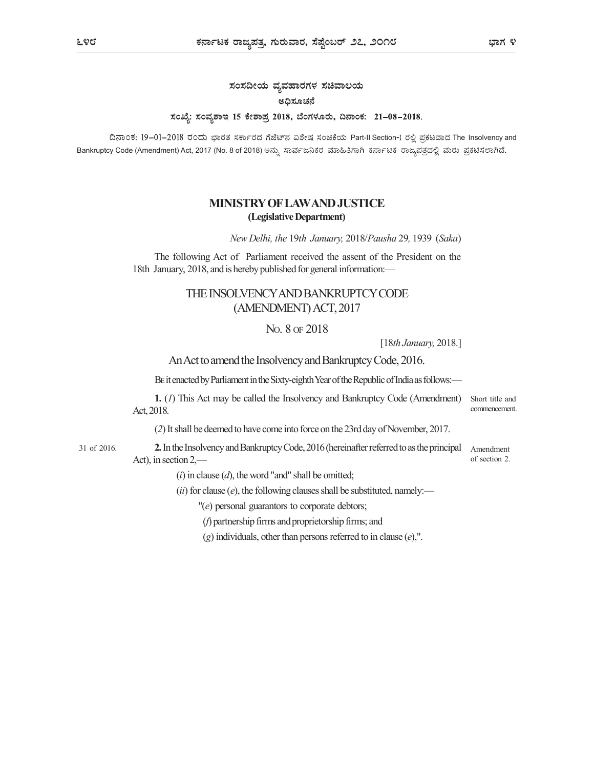## ಸಂಸದೀಯ ವ್ಯವಹಾರಗಳ ಸಚಿವಾಲಯ

### ಅಧಿಸೂಚನೆ

**ಸಂಖ್ಯೆ: ಸಂವ್ಯಶಾಇ 15 ಕೇಶಾಪ್ರ 2018, ಬೆಂಗಳೂರು, ದಿನಾಂಕ: 21-08-2018.**

ದಿನಾಂಕ: 19-01-2018 ರಂದು ಭಾರತ ಸರ್ಕಾರದ ಗೆಜೆಟ್‌ನ ವಿಶೇಷ ಸಂಚಿಕೆಯ Part-II Section-1 ರಲ್ಲಿ ಪ್ರಕಟವಾದ The Insolvency and Bankruptcy Code (Amendment) Act, 2017 (No. 8 of 2018) ಅನ್ನು ಸಾರ್ವಜನಿಕರ ಮಾಹಿತಿಗಾಗಿ ಕರ್ನಾಟಕ ರಾಜ್ಯಪತ್ರದಲ್ಲಿ ಮರು ಪ್ರಕಟಿಸಲಾಗಿದೆ.

## MINISTRY OF LAW AND JUSTICE
**(Legislative Department)**

*New Delhi, the* 19*th January,* 2018/*Pausha* 29, 1939 (*Saka*)

The following Act of Parliament received the assent of the President on the 18th January, 2018, and is hereby published for general information:—

# THE INSOLVENCY AND BANKRUPTCY CODE (AMENDMENT) ACT, 2017

## No. 8 of 2018

[18*th January,* 2018.]

An Act to amend the Insolvency and Bankruptcy Code, 2016.

Be it enacted by Parliament in the Sixty-eighth Year of the Republic of India as follows:—

Short title and commencement.

**1.** (*1*) This Act may be called the Insolvency and Bankruptcy Code (Amendment) Act, 2018.

(*2*) It shall be deemed to have come into force on the 23rd day of November, 2017.

Amendment of section 2.

**2.** In the Insolvency and Bankruptcy Code, 2016 (hereinafter referred to as the principal Act), in section 2,— (31 of 2016.)

(*i*) in clause (*d*), the word "and" shall be omitted;

(*ii*) for clause (*e*), the following clauses shall be substituted, namely:—

"(*e*) personal guarantors to corporate debtors;

(*f*) partnership firms and proprietorship firms; and

(*g*) individuals, other than persons referred to in clause (*e*),".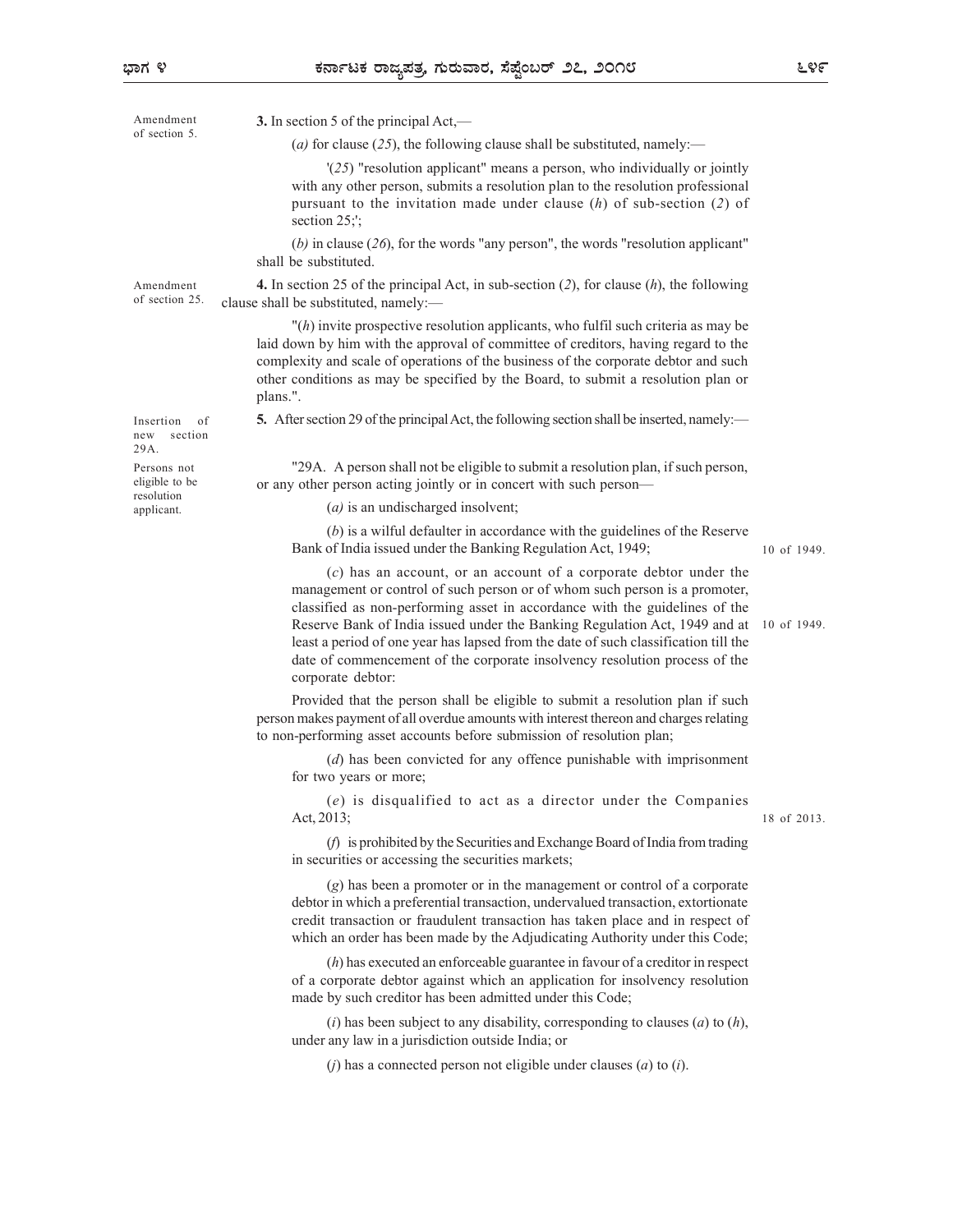Amendment of section 5.

**3.** In section 5 of the principal Act,—

(*a*) for clause (*25*), the following clause shall be substituted, namely:—

'(*25*) "resolution applicant" means a person, who individually or jointly with any other person, submits a resolution plan to the resolution professional pursuant to the invitation made under clause (*h*) of sub-section (*2*) of section 25;';

(*b*) in clause (*26*), for the words "any person", the words "resolution applicant" shall be substituted.

Amendment of section 25.

**4.** In section 25 of the principal Act, in sub-section (*2*), for clause (*h*), the following clause shall be substituted, namely:—

"(*h*) invite prospective resolution applicants, who fulfil such criteria as may be laid down by him with the approval of committee of creditors, having regard to the complexity and scale of operations of the business of the corporate debtor and such other conditions as may be specified by the Board, to submit a resolution plan or plans.".

Insertion of new section 29A.

**5.** After section 29 of the principal Act, the following section shall be inserted, namely:—

Persons not eligible to be resolution applicant.

"29A. A person shall not be eligible to submit a resolution plan, if such person, or any other person acting jointly or in concert with such person—

(*a*) is an undischarged insolvent;

(*b*) is a wilful defaulter in accordance with the guidelines of the Reserve Bank of India issued under the Banking Regulation Act, 1949; (10 of 1949.)

(*c*) has an account, or an account of a corporate debtor under the management or control of such person or of whom such person is a promoter, classified as non-performing asset in accordance with the guidelines of the Reserve Bank of India issued under the Banking Regulation Act, 1949 and at least a period of one year has lapsed from the date of such classification till the date of commencement of the corporate insolvency resolution process of the corporate debtor: (10 of 1949.)

Provided that the person shall be eligible to submit a resolution plan if such person makes payment of all overdue amounts with interest thereon and charges relating to non-performing asset accounts before submission of resolution plan;

(*d*) has been convicted for any offence punishable with imprisonment for two years or more;

(*e*) is disqualified to act as a director under the Companies Act, 2013; (18 of 2013.)

(*f*) is prohibited by the Securities and Exchange Board of India from trading in securities or accessing the securities markets;

(*g*) has been a promoter or in the management or control of a corporate debtor in which a preferential transaction, undervalued transaction, extortionate credit transaction or fraudulent transaction has taken place and in respect of which an order has been made by the Adjudicating Authority under this Code;

(*h*) has executed an enforceable guarantee in favour of a creditor in respect of a corporate debtor against which an application for insolvency resolution made by such creditor has been admitted under this Code;

(*i*) has been subject to any disability, corresponding to clauses (*a*) to (*h*), under any law in a jurisdiction outside India; or

(*j*) has a connected person not eligible under clauses (*a*) to (*i*).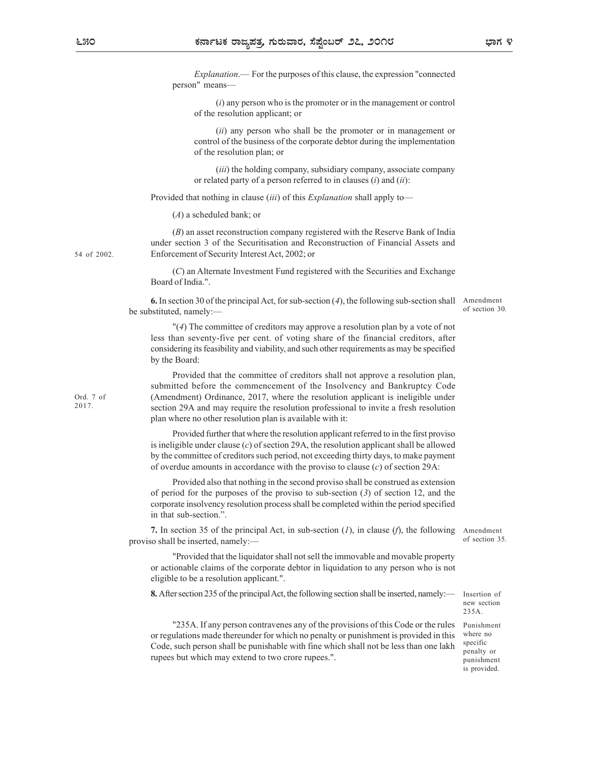*Explanation*.— For the purposes of this clause, the expression "connected person" means—

(*i*) any person who is the promoter or in the management or control of the resolution applicant; or

(*ii*) any person who shall be the promoter or in management or control of the business of the corporate debtor during the implementation of the resolution plan; or

(*iii*) the holding company, subsidiary company, associate company or related party of a person referred to in clauses (*i*) and (*ii*):

Provided that nothing in clause (*iii*) of this *Explanation* shall apply to—

(*A*) a scheduled bank; or

(*B*) an asset reconstruction company registered with the Reserve Bank of India under section 3 of the Securitisation and Reconstruction of Financial Assets and Enforcement of Security Interest Act, 2002; or

54 of 2002.

(*C*) an Alternate Investment Fund registered with the Securities and Exchange Board of India.".

Amendment of section 30.

**6.** In section 30 of the principal Act, for sub-section (*4*), the following sub-section shall be substituted, namely:—

"(*4*) The committee of creditors may approve a resolution plan by a vote of not less than seventy-five per cent. of voting share of the financial creditors, after considering its feasibility and viability, and such other requirements as may be specified by the Board:

Ord. 7 of 2017.

Provided that the committee of creditors shall not approve a resolution plan, submitted before the commencement of the Insolvency and Bankruptcy Code (Amendment) Ordinance, 2017, where the resolution applicant is ineligible under section 29A and may require the resolution professional to invite a fresh resolution plan where no other resolution plan is available with it:

Provided further that where the resolution applicant referred to in the first proviso is ineligible under clause (*c*) of section 29A, the resolution applicant shall be allowed by the committee of creditors such period, not exceeding thirty days, to make payment of overdue amounts in accordance with the proviso to clause (*c*) of section 29A:

Provided also that nothing in the second proviso shall be construed as extension of period for the purposes of the proviso to sub-section (*3*) of section 12, and the corporate insolvency resolution process shall be completed within the period specified in that sub-section.".

Amendment of section 35.

**7.** In section 35 of the principal Act, in sub-section (*1*), in clause (*f*), the following proviso shall be inserted, namely:—

"Provided that the liquidator shall not sell the immovable and movable property or actionable claims of the corporate debtor in liquidation to any person who is not eligible to be a resolution applicant.".

Insertion of new section 235A.

**8.** After section 235 of the principal Act, the following section shall be inserted, namely:—

Punishment where no specific penalty or punishment is provided.

"235A. If any person contravenes any of the provisions of this Code or the rules or regulations made thereunder for which no penalty or punishment is provided in this Code, such person shall be punishable with fine which shall not be less than one lakh rupees but which may extend to two crore rupees.".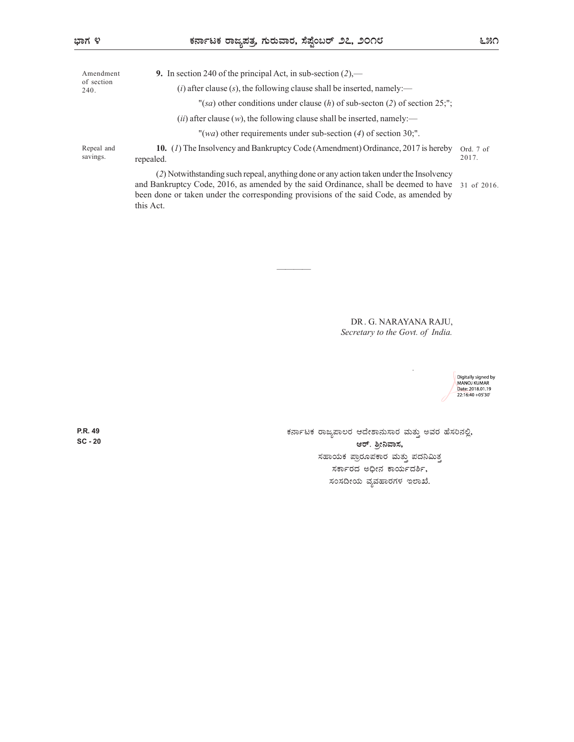Amendment of section 240.

**9.** In section 240 of the principal Act, in sub-section (*2*),—

(*i*) after clause (*s*), the following clause shall be inserted, namely:—

"(*sa*) other conditions under clause (*h*) of sub-secton (*2*) of section 25;";

(*ii*) after clause (*w*), the following clause shall be inserted, namely:—

"(*wa*) other requirements under sub-section (*4*) of section 30;".

Repeal and savings.

**10.** (*1*) The Insolvency and Bankruptcy Code (Amendment) Ordinance, 2017 is hereby repealed. (Ord. 7 of 2017.)

(*2*) Notwithstanding such repeal, anything done or any action taken under the Insolvency and Bankruptcy Code, 2016, as amended by the said Ordinance, shall be deemed to have been done or taken under the corresponding provisions of the said Code, as amended by this Act. (31 of 2016.)

---

DR. G. NARAYANA RAJU,
*Secretary to the Govt. of India.*

Digitally signed by MANOJ KUMAR
Date: 2018.01.19 22:16:40 +05'30'

P.R. 49
SC - 20

ಕರ್ನಾಟಕ ರಾಜ್ಯಪಾಲರ ಆದೇಶಾನುಸಾರ ಮತ್ತು ಅವರ ಹೆಸರಿನಲ್ಲಿ,
**ಆರ್. ಶ್ರೀನಿವಾಸ,**
ಸಹಾಯಕ ಪ್ರಾರೂಪಕಾರ ಮತ್ತು ಪದನಿಮಿತ್ತ
ಸರ್ಕಾರದ ಅಧೀನ ಕಾರ್ಯದರ್ಶಿ,
ಸಂಸದೀಯ ವ್ಯವಹಾರಗಳ ಇಲಾಖೆ.